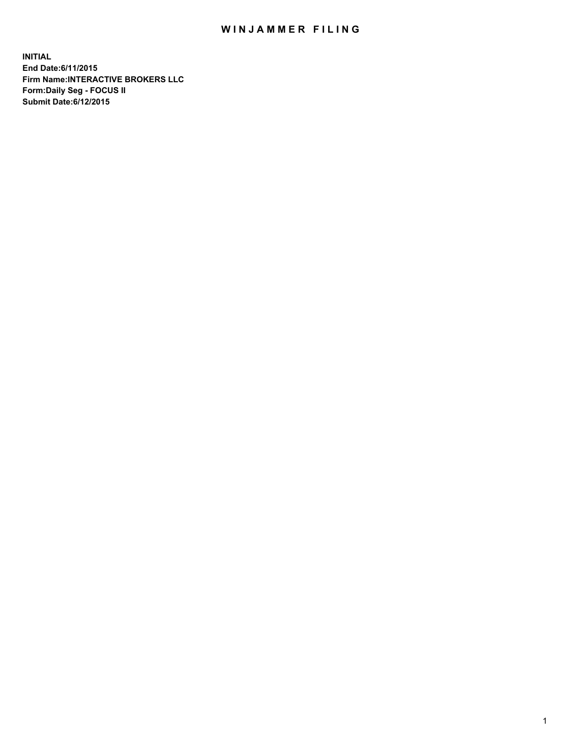# WINJAMMER FILING

**INITIAL**
**End Date:6/11/2015**
**Firm Name:INTERACTIVE BROKERS LLC**
**Form:Daily Seg - FOCUS II**
**Submit Date:6/12/2015**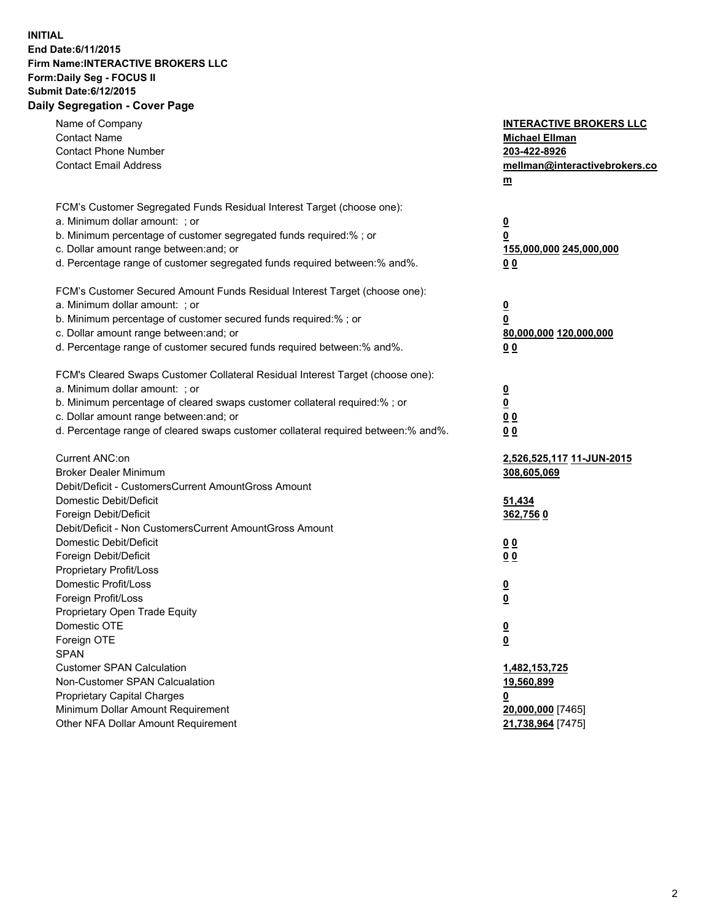**INITIAL**
**End Date:6/11/2015**
**Firm Name:INTERACTIVE BROKERS LLC**
**Form:Daily Seg - FOCUS II**
**Submit Date:6/12/2015**
**Daily Segregation - Cover Page**

| | |
|---|---|
| Name of Company | **INTERACTIVE BROKERS LLC** |
| Contact Name | **Michael Ellman** |
| Contact Phone Number | **203-422-8926** |
| Contact Email Address | **mellman@interactivebrokers.com** |
| | |
| FCM's Customer Segregated Funds Residual Interest Target (choose one): | |
| a. Minimum dollar amount: ; or | **0** |
| b. Minimum percentage of customer segregated funds required:% ; or | **0** |
| c. Dollar amount range between:and; or | **155,000,000 245,000,000** |
| d. Percentage range of customer segregated funds required between:% and%. | **0 0** |
| | |
| FCM's Customer Secured Amount Funds Residual Interest Target (choose one): | |
| a. Minimum dollar amount: ; or | **0** |
| b. Minimum percentage of customer secured funds required:% ; or | **0** |
| c. Dollar amount range between:and; or | **80,000,000 120,000,000** |
| d. Percentage range of customer secured funds required between:% and%. | **0 0** |
| | |
| FCM's Cleared Swaps Customer Collateral Residual Interest Target (choose one): | |
| a. Minimum dollar amount: ; or | **0** |
| b. Minimum percentage of cleared swaps customer collateral required:% ; or | **0** |
| c. Dollar amount range between:and; or | **0 0** |
| d. Percentage range of cleared swaps customer collateral required between:% and%. | **0 0** |
| | |
| Current ANC:on | **2,526,525,117 11-JUN-2015** |
| Broker Dealer Minimum | **308,605,069** |
| Debit/Deficit - CustomersCurrent AmountGross Amount | |
| Domestic Debit/Deficit | **51,434** |
| Foreign Debit/Deficit | **362,756 0** |
| Debit/Deficit - Non CustomersCurrent AmountGross Amount | |
| Domestic Debit/Deficit | **0 0** |
| Foreign Debit/Deficit | **0 0** |
| Proprietary Profit/Loss | |
| Domestic Profit/Loss | **0** |
| Foreign Profit/Loss | **0** |
| Proprietary Open Trade Equity | |
| Domestic OTE | **0** |
| Foreign OTE | **0** |
| SPAN | |
| Customer SPAN Calculation | **1,482,153,725** |
| Non-Customer SPAN Calcualation | **19,560,899** |
| Proprietary Capital Charges | **0** |
| Minimum Dollar Amount Requirement | **20,000,000** [7465] |
| Other NFA Dollar Amount Requirement | **21,738,964** [7475] |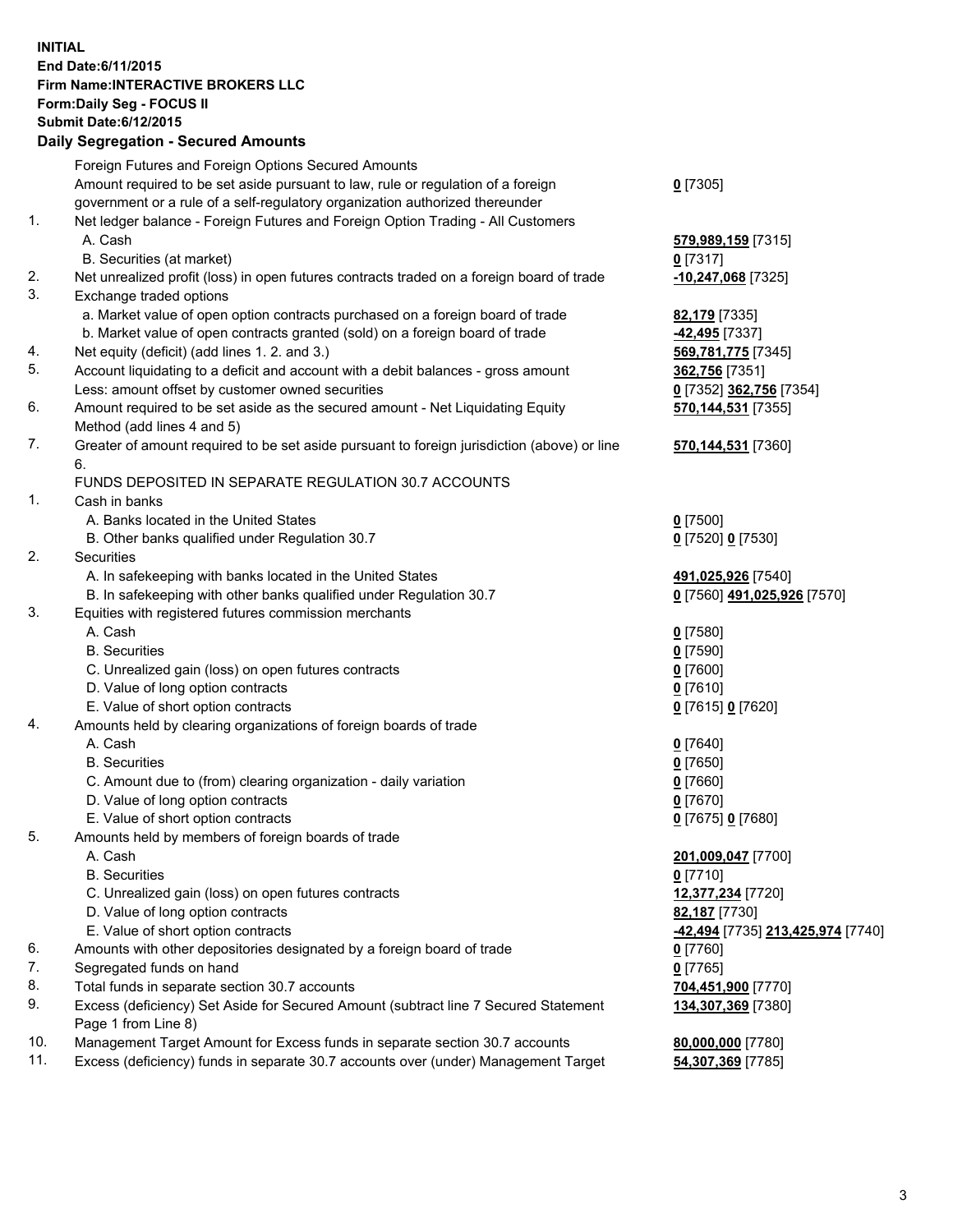**INITIAL**
**End Date:6/11/2015**
**Firm Name:INTERACTIVE BROKERS LLC**
**Form:Daily Seg - FOCUS II**
**Submit Date:6/12/2015**

## Daily Segregation - Secured Amounts

| | | |
|---|---|---|
| | Foreign Futures and Foreign Options Secured Amounts | |
| | Amount required to be set aside pursuant to law, rule or regulation of a foreign government or a rule of a self-regulatory organization authorized thereunder | **0** [7305] |
| 1. | Net ledger balance - Foreign Futures and Foreign Option Trading - All Customers | |
| | A. Cash | **579,989,159** [7315] |
| | B. Securities (at market) | **0** [7317] |
| 2. | Net unrealized profit (loss) in open futures contracts traded on a foreign board of trade | **-10,247,068** [7325] |
| 3. | Exchange traded options | |
| | a. Market value of open option contracts purchased on a foreign board of trade | **82,179** [7335] |
| | b. Market value of open contracts granted (sold) on a foreign board of trade | **-42,495** [7337] |
| 4. | Net equity (deficit) (add lines 1. 2. and 3.) | **569,781,775** [7345] |
| 5. | Account liquidating to a deficit and account with a debit balances - gross amount | **362,756** [7351] |
| | Less: amount offset by customer owned securities | **0** [7352] **362,756** [7354] |
| 6. | Amount required to be set aside as the secured amount - Net Liquidating Equity Method (add lines 4 and 5) | **570,144,531** [7355] |
| 7. | Greater of amount required to be set aside pursuant to foreign jurisdiction (above) or line 6. | **570,144,531** [7360] |
| | FUNDS DEPOSITED IN SEPARATE REGULATION 30.7 ACCOUNTS | |
| 1. | Cash in banks | |
| | A. Banks located in the United States | **0** [7500] |
| | B. Other banks qualified under Regulation 30.7 | **0** [7520] **0** [7530] |
| 2. | Securities | |
| | A. In safekeeping with banks located in the United States | **491,025,926** [7540] |
| | B. In safekeeping with other banks qualified under Regulation 30.7 | **0** [7560] **491,025,926** [7570] |
| 3. | Equities with registered futures commission merchants | |
| | A. Cash | **0** [7580] |
| | B. Securities | **0** [7590] |
| | C. Unrealized gain (loss) on open futures contracts | **0** [7600] |
| | D. Value of long option contracts | **0** [7610] |
| | E. Value of short option contracts | **0** [7615] **0** [7620] |
| 4. | Amounts held by clearing organizations of foreign boards of trade | |
| | A. Cash | **0** [7640] |
| | B. Securities | **0** [7650] |
| | C. Amount due to (from) clearing organization - daily variation | **0** [7660] |
| | D. Value of long option contracts | **0** [7670] |
| | E. Value of short option contracts | **0** [7675] **0** [7680] |
| 5. | Amounts held by members of foreign boards of trade | |
| | A. Cash | **201,009,047** [7700] |
| | B. Securities | **0** [7710] |
| | C. Unrealized gain (loss) on open futures contracts | **12,377,234** [7720] |
| | D. Value of long option contracts | **82,187** [7730] |
| | E. Value of short option contracts | **-42,494** [7735] **213,425,974** [7740] |
| 6. | Amounts with other depositories designated by a foreign board of trade | **0** [7760] |
| 7. | Segregated funds on hand | **0** [7765] |
| 8. | Total funds in separate section 30.7 accounts | **704,451,900** [7770] |
| 9. | Excess (deficiency) Set Aside for Secured Amount (subtract line 7 Secured Statement Page 1 from Line 8) | **134,307,369** [7380] |
| 10. | Management Target Amount for Excess funds in separate section 30.7 accounts | **80,000,000** [7780] |
| 11. | Excess (deficiency) funds in separate 30.7 accounts over (under) Management Target | **54,307,369** [7785] |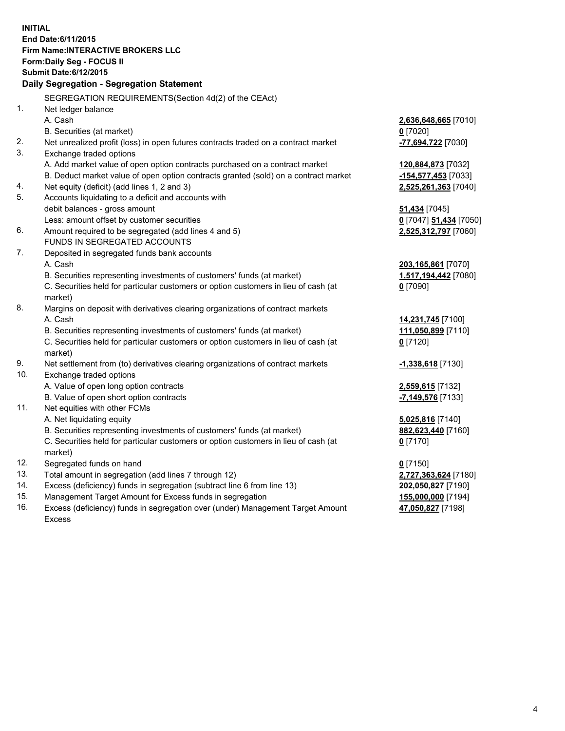**INITIAL**
**End Date:6/11/2015**
**Firm Name:INTERACTIVE BROKERS LLC**
**Form:Daily Seg - FOCUS II**
**Submit Date:6/12/2015**

**Daily Segregation - Segregation Statement**

SEGREGATION REQUIREMENTS(Section 4d(2) of the CEAct)

| | | |
|---|---|---|
| 1. | Net ledger balance | |
| | A. Cash | **2,636,648,665** [7010] |
| | B. Securities (at market) | **0** [7020] |
| 2. | Net unrealized profit (loss) in open futures contracts traded on a contract market | **-77,694,722** [7030] |
| 3. | Exchange traded options | |
| | A. Add market value of open option contracts purchased on a contract market | **120,884,873** [7032] |
| | B. Deduct market value of open option contracts granted (sold) on a contract market | **-154,577,453** [7033] |
| 4. | Net equity (deficit) (add lines 1, 2 and 3) | **2,525,261,363** [7040] |
| 5. | Accounts liquidating to a deficit and accounts with debit balances - gross amount | **51,434** [7045] |
| | Less: amount offset by customer securities | **0** [7047] **51,434** [7050] |
| 6. | Amount required to be segregated (add lines 4 and 5) | **2,525,312,797** [7060] |
| | FUNDS IN SEGREGATED ACCOUNTS | |
| 7. | Deposited in segregated funds bank accounts | |
| | A. Cash | **203,165,861** [7070] |
| | B. Securities representing investments of customers' funds (at market) | **1,517,194,442** [7080] |
| | C. Securities held for particular customers or option customers in lieu of cash (at market) | **0** [7090] |
| 8. | Margins on deposit with derivatives clearing organizations of contract markets | |
| | A. Cash | **14,231,745** [7100] |
| | B. Securities representing investments of customers' funds (at market) | **111,050,899** [7110] |
| | C. Securities held for particular customers or option customers in lieu of cash (at market) | **0** [7120] |
| 9. | Net settlement from (to) derivatives clearing organizations of contract markets | **-1,338,618** [7130] |
| 10. | Exchange traded options | |
| | A. Value of open long option contracts | **2,559,615** [7132] |
| | B. Value of open short option contracts | **-7,149,576** [7133] |
| 11. | Net equities with other FCMs | |
| | A. Net liquidating equity | **5,025,816** [7140] |
| | B. Securities representing investments of customers' funds (at market) | **882,623,440** [7160] |
| | C. Securities held for particular customers or option customers in lieu of cash (at market) | **0** [7170] |
| 12. | Segregated funds on hand | **0** [7150] |
| 13. | Total amount in segregation (add lines 7 through 12) | **2,727,363,624** [7180] |
| 14. | Excess (deficiency) funds in segregation (subtract line 6 from line 13) | **202,050,827** [7190] |
| 15. | Management Target Amount for Excess funds in segregation | **155,000,000** [7194] |
| 16. | Excess (deficiency) funds in segregation over (under) Management Target Amount Excess | **47,050,827** [7198] |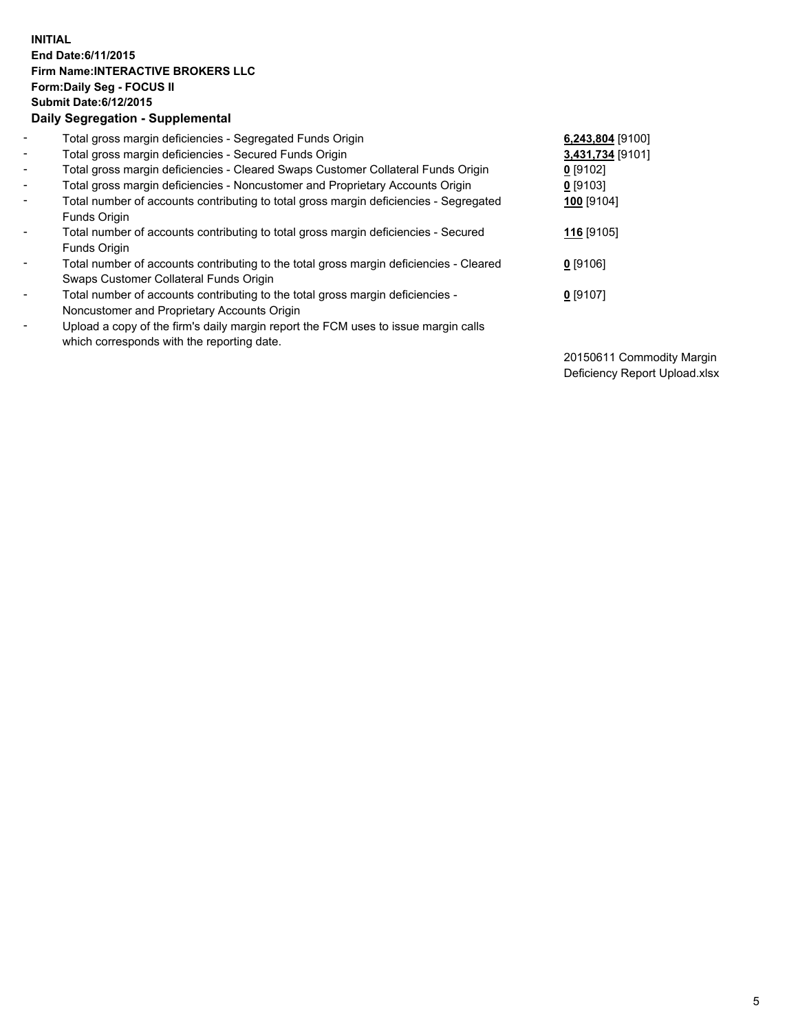**INITIAL**
**End Date:6/11/2015**
**Firm Name:INTERACTIVE BROKERS LLC**
**Form:Daily Seg - FOCUS II**
**Submit Date:6/12/2015**

**Daily Segregation - Supplemental**

| | | |
|---|---|---|
| - | Total gross margin deficiencies - Segregated Funds Origin | **6,243,804** [9100] |
| - | Total gross margin deficiencies - Secured Funds Origin | **3,431,734** [9101] |
| - | Total gross margin deficiencies - Cleared Swaps Customer Collateral Funds Origin | **0** [9102] |
| - | Total gross margin deficiencies - Noncustomer and Proprietary Accounts Origin | **0** [9103] |
| - | Total number of accounts contributing to total gross margin deficiencies - Segregated Funds Origin | **100** [9104] |
| - | Total number of accounts contributing to total gross margin deficiencies - Secured Funds Origin | **116** [9105] |
| - | Total number of accounts contributing to the total gross margin deficiencies - Cleared Swaps Customer Collateral Funds Origin | **0** [9106] |
| - | Total number of accounts contributing to the total gross margin deficiencies - Noncustomer and Proprietary Accounts Origin | **0** [9107] |
| - | Upload a copy of the firm's daily margin report the FCM uses to issue margin calls which corresponds with the reporting date. | 20150611 Commodity Margin Deficiency Report Upload.xlsx |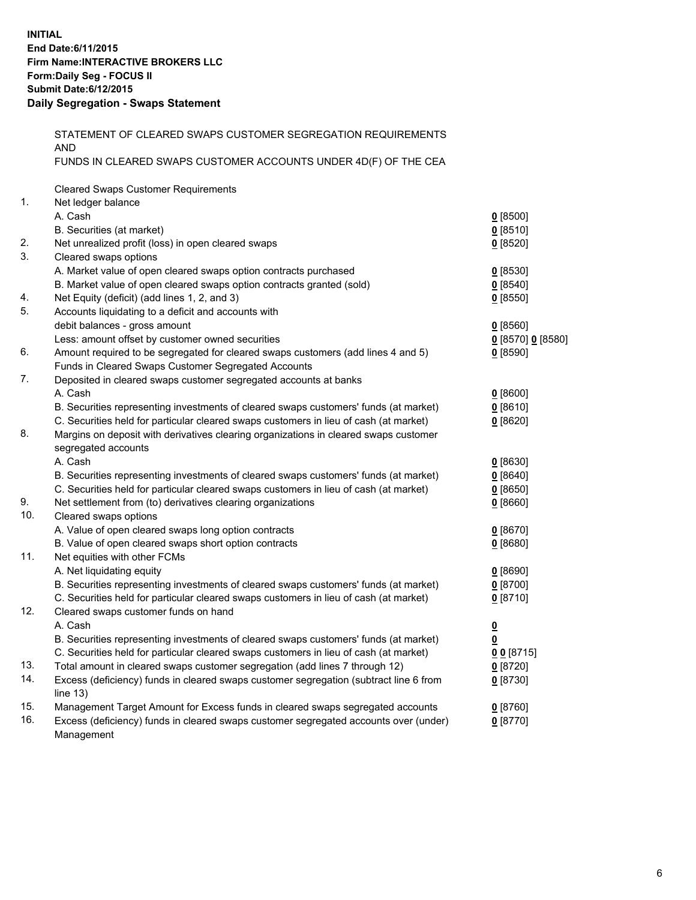**INITIAL**
**End Date:6/11/2015**
**Firm Name:INTERACTIVE BROKERS LLC**
**Form:Daily Seg - FOCUS II**
**Submit Date:6/12/2015**
**Daily Segregation - Swaps Statement**

STATEMENT OF CLEARED SWAPS CUSTOMER SEGREGATION REQUIREMENTS AND FUNDS IN CLEARED SWAPS CUSTOMER ACCOUNTS UNDER 4D(F) OF THE CEA

| | | |
|---|---|---|
| | Cleared Swaps Customer Requirements | |
| 1. | Net ledger balance | |
| | A. Cash | 0 [8500] |
| | B. Securities (at market) | 0 [8510] |
| 2. | Net unrealized profit (loss) in open cleared swaps | 0 [8520] |
| 3. | Cleared swaps options | |
| | A. Market value of open cleared swaps option contracts purchased | 0 [8530] |
| | B. Market value of open cleared swaps option contracts granted (sold) | 0 [8540] |
| 4. | Net Equity (deficit) (add lines 1, 2, and 3) | 0 [8550] |
| 5. | Accounts liquidating to a deficit and accounts with | |
| | debit balances - gross amount | 0 [8560] |
| | Less: amount offset by customer owned securities | 0 [8570] 0 [8580] |
| 6. | Amount required to be segregated for cleared swaps customers (add lines 4 and 5) | 0 [8590] |
| | Funds in Cleared Swaps Customer Segregated Accounts | |
| 7. | Deposited in cleared swaps customer segregated accounts at banks | |
| | A. Cash | 0 [8600] |
| | B. Securities representing investments of cleared swaps customers' funds (at market) | 0 [8610] |
| | C. Securities held for particular cleared swaps customers in lieu of cash (at market) | 0 [8620] |
| 8. | Margins on deposit with derivatives clearing organizations in cleared swaps customer segregated accounts | |
| | A. Cash | 0 [8630] |
| | B. Securities representing investments of cleared swaps customers' funds (at market) | 0 [8640] |
| | C. Securities held for particular cleared swaps customers in lieu of cash (at market) | 0 [8650] |
| 9. | Net settlement from (to) derivatives clearing organizations | 0 [8660] |
| 10. | Cleared swaps options | |
| | A. Value of open cleared swaps long option contracts | 0 [8670] |
| | B. Value of open cleared swaps short option contracts | 0 [8680] |
| 11. | Net equities with other FCMs | |
| | A. Net liquidating equity | 0 [8690] |
| | B. Securities representing investments of cleared swaps customers' funds (at market) | 0 [8700] |
| | C. Securities held for particular cleared swaps customers in lieu of cash (at market) | 0 [8710] |
| 12. | Cleared swaps customer funds on hand | |
| | A. Cash | 0 |
| | B. Securities representing investments of cleared swaps customers' funds (at market) | 0 |
| | C. Securities held for particular cleared swaps customers in lieu of cash (at market) | 0 0 [8715] |
| 13. | Total amount in cleared swaps customer segregation (add lines 7 through 12) | 0 [8720] |
| 14. | Excess (deficiency) funds in cleared swaps customer segregation (subtract line 6 from line 13) | 0 [8730] |
| 15. | Management Target Amount for Excess funds in cleared swaps segregated accounts | 0 [8760] |
| 16. | Excess (deficiency) funds in cleared swaps customer segregated accounts over (under) Management | 0 [8770] |